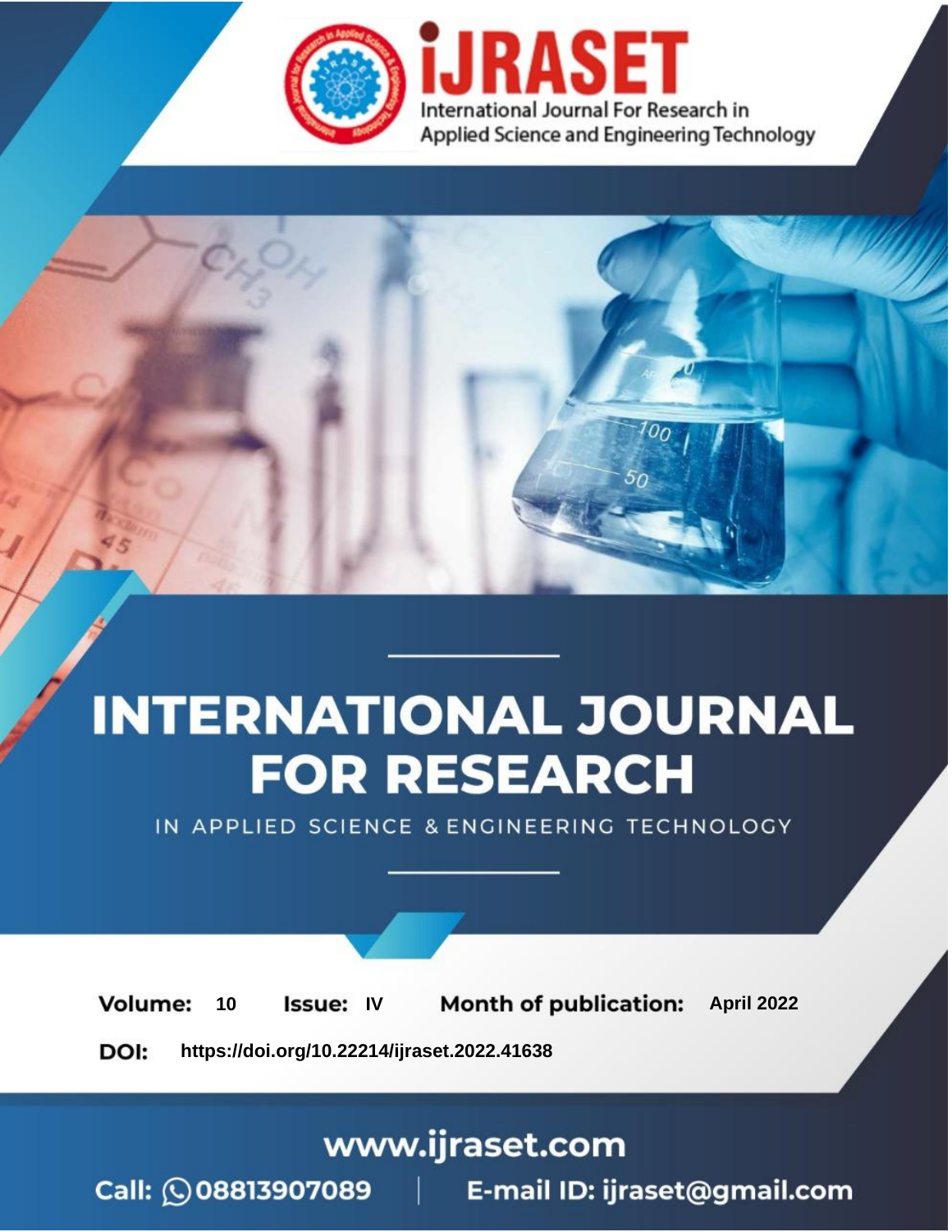iJRASET

International Journal For Research in Applied Science and Engineering Technology

# INTERNATIONAL JOURNAL FOR RESEARCH

IN APPLIED SCIENCE & ENGINEERING TECHNOLOGY

**Volume:** 10 **Issue:** IV **Month of publication:** April 2022

**DOI:** https://doi.org/10.22214/ijraset.2022.41638

www.ijraset.com

Call: 08813907089 | E-mail ID: ijraset@gmail.com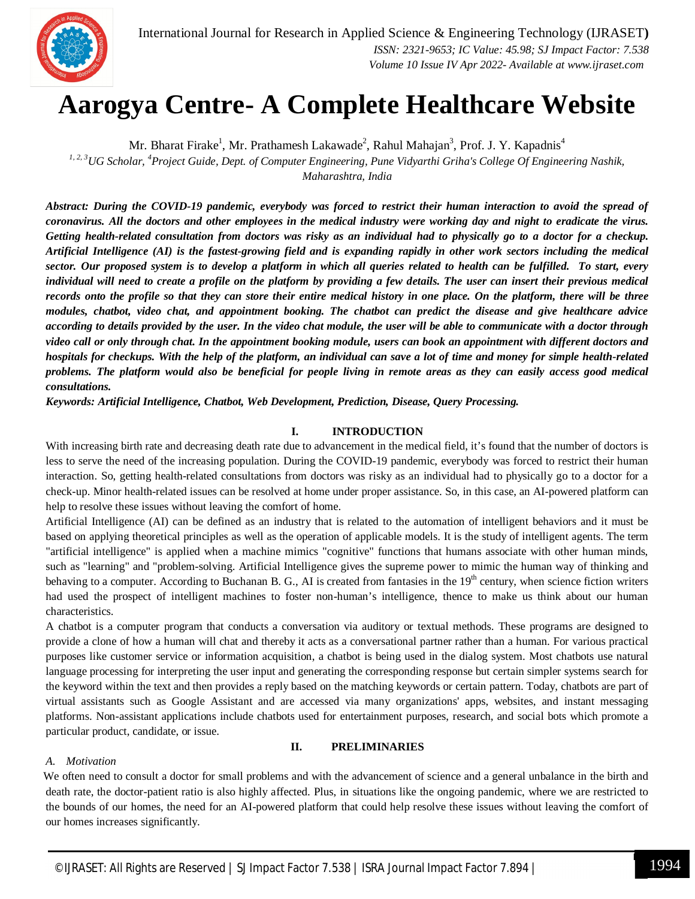# Aarogya Centre- A Complete Healthcare Website

Mr. Bharat Firake[1], Mr. Prathamesh Lakawade[2], Rahul Mahajan[3], Prof. J. Y. Kapadnis[4]

[1, 2, 3]*UG Scholar,* [4]*Project Guide, Dept. of Computer Engineering, Pune Vidyarthi Griha's College Of Engineering Nashik, Maharashtra, India*

***Abstract:** During the COVID-19 pandemic, everybody was forced to restrict their human interaction to avoid the spread of coronavirus. All the doctors and other employees in the medical industry were working day and night to eradicate the virus. Getting health-related consultation from doctors was risky as an individual had to physically go to a doctor for a checkup. Artificial Intelligence (AI) is the fastest-growing field and is expanding rapidly in other work sectors including the medical sector. Our proposed system is to develop a platform in which all queries related to health can be fulfilled. To start, every individual will need to create a profile on the platform by providing a few details. The user can insert their previous medical records onto the profile so that they can store their entire medical history in one place. On the platform, there will be three modules, chatbot, video chat, and appointment booking. The chatbot can predict the disease and give healthcare advice according to details provided by the user. In the video chat module, the user will be able to communicate with a doctor through video call or only through chat. In the appointment booking module, users can book an appointment with different doctors and hospitals for checkups. With the help of the platform, an individual can save a lot of time and money for simple health-related problems. The platform would also be beneficial for people living in remote areas as they can easily access good medical consultations.*

***Keywords:** Artificial Intelligence, Chatbot, Web Development, Prediction, Disease, Query Processing.*

## I. INTRODUCTION

With increasing birth rate and decreasing death rate due to advancement in the medical field, it's found that the number of doctors is less to serve the need of the increasing population. During the COVID-19 pandemic, everybody was forced to restrict their human interaction. So, getting health-related consultations from doctors was risky as an individual had to physically go to a doctor for a check-up. Minor health-related issues can be resolved at home under proper assistance. So, in this case, an AI-powered platform can help to resolve these issues without leaving the comfort of home.

Artificial Intelligence (AI) can be defined as an industry that is related to the automation of intelligent behaviors and it must be based on applying theoretical principles as well as the operation of applicable models. It is the study of intelligent agents. The term "artificial intelligence" is applied when a machine mimics "cognitive" functions that humans associate with other human minds, such as "learning" and "problem-solving. Artificial Intelligence gives the supreme power to mimic the human way of thinking and behaving to a computer. According to Buchanan B. G., AI is created from fantasies in the 19th century, when science fiction writers had used the prospect of intelligent machines to foster non-human's intelligence, thence to make us think about our human characteristics.

A chatbot is a computer program that conducts a conversation via auditory or textual methods. These programs are designed to provide a clone of how a human will chat and thereby it acts as a conversational partner rather than a human. For various practical purposes like customer service or information acquisition, a chatbot is being used in the dialog system. Most chatbots use natural language processing for interpreting the user input and generating the corresponding response but certain simpler systems search for the keyword within the text and then provides a reply based on the matching keywords or certain pattern. Today, chatbots are part of virtual assistants such as Google Assistant and are accessed via many organizations' apps, websites, and instant messaging platforms. Non-assistant applications include chatbots used for entertainment purposes, research, and social bots which promote a particular product, candidate, or issue.

## II. PRELIMINARIES

### *A. Motivation*

We often need to consult a doctor for small problems and with the advancement of science and a general unbalance in the birth and death rate, the doctor-patient ratio is also highly affected. Plus, in situations like the ongoing pandemic, where we are restricted to the bounds of our homes, the need for an AI-powered platform that could help resolve these issues without leaving the comfort of our homes increases significantly.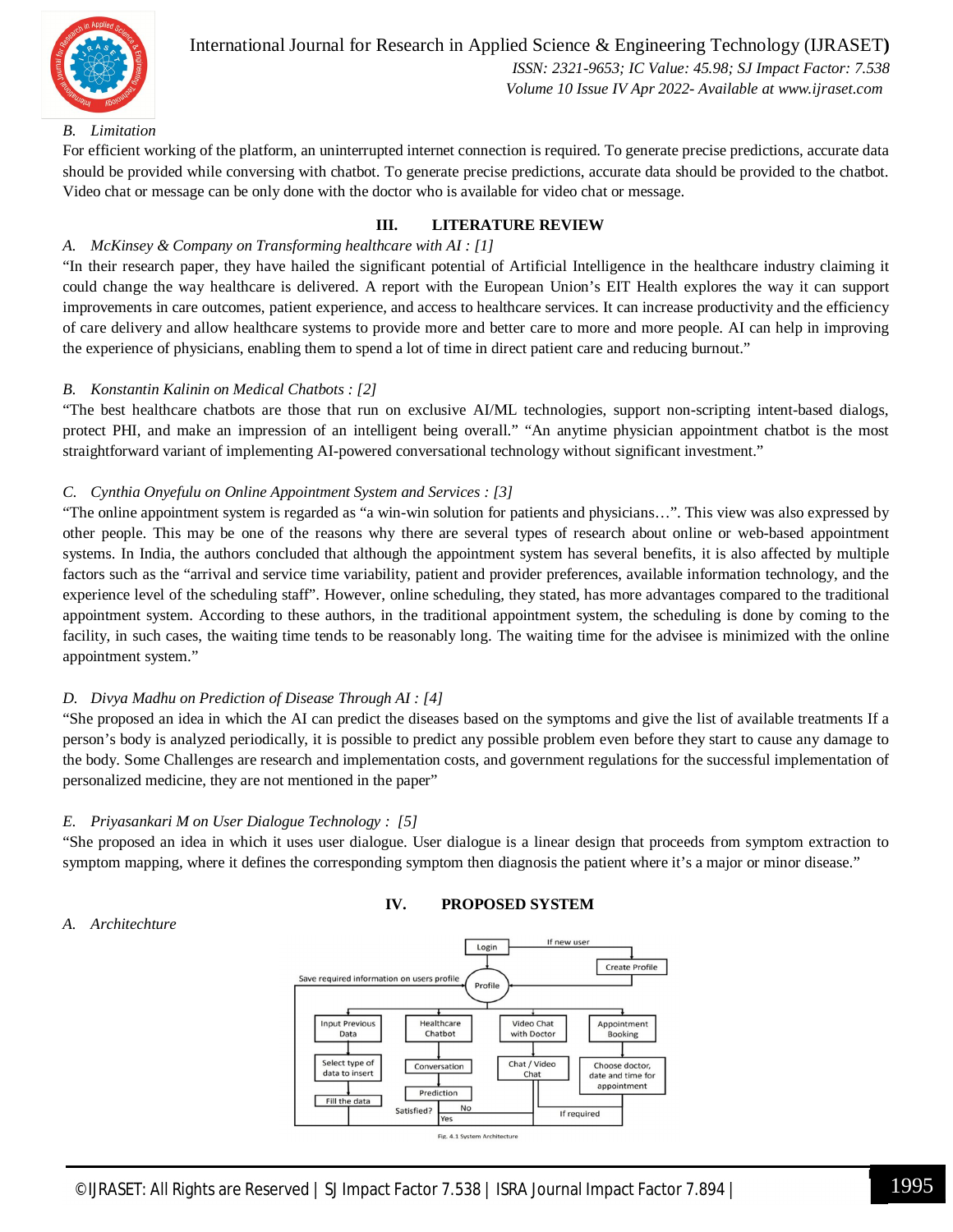*B. Limitation*

For efficient working of the platform, an uninterrupted internet connection is required. To generate precise predictions, accurate data should be provided while conversing with chatbot. To generate precise predictions, accurate data should be provided to the chatbot. Video chat or message can be only done with the doctor who is available for video chat or message.

## III. LITERATURE REVIEW

*A. McKinsey & Company on Transforming healthcare with AI : [1]*

"In their research paper, they have hailed the significant potential of Artificial Intelligence in the healthcare industry claiming it could change the way healthcare is delivered. A report with the European Union's EIT Health explores the way it can support improvements in care outcomes, patient experience, and access to healthcare services. It can increase productivity and the efficiency of care delivery and allow healthcare systems to provide more and better care to more and more people. AI can help in improving the experience of physicians, enabling them to spend a lot of time in direct patient care and reducing burnout."

*B. Konstantin Kalinin on Medical Chatbots : [2]*

"The best healthcare chatbots are those that run on exclusive AI/ML technologies, support non-scripting intent-based dialogs, protect PHI, and make an impression of an intelligent being overall." "An anytime physician appointment chatbot is the most straightforward variant of implementing AI-powered conversational technology without significant investment."

*C. Cynthia Onyefulu on Online Appointment System and Services : [3]*

"The online appointment system is regarded as "a win-win solution for patients and physicians…". This view was also expressed by other people. This may be one of the reasons why there are several types of research about online or web-based appointment systems. In India, the authors concluded that although the appointment system has several benefits, it is also affected by multiple factors such as the "arrival and service time variability, patient and provider preferences, available information technology, and the experience level of the scheduling staff". However, online scheduling, they stated, has more advantages compared to the traditional appointment system. According to these authors, in the traditional appointment system, the scheduling is done by coming to the facility, in such cases, the waiting time tends to be reasonably long. The waiting time for the advisee is minimized with the online appointment system."

*D. Divya Madhu on Prediction of Disease Through AI : [4]*

"She proposed an idea in which the AI can predict the diseases based on the symptoms and give the list of available treatments If a person's body is analyzed periodically, it is possible to predict any possible problem even before they start to cause any damage to the body. Some Challenges are research and implementation costs, and government regulations for the successful implementation of personalized medicine, they are not mentioned in the paper"

*E. Priyasankari M on User Dialogue Technology : [5]*

"She proposed an idea in which it uses user dialogue. User dialogue is a linear design that proceeds from symptom extraction to symptom mapping, where it defines the corresponding symptom then diagnosis the patient where it's a major or minor disease."

## IV. PROPOSED SYSTEM

*A. Architechture*

Login · If new user · Create Profile · Save required information on users profile · Profile · Input Previous Data · Select type of data to insert · Fill the data · Healthcare Chatbot · Conversation · Prediction · Satisfied? · No · Yes · Video Chat with Doctor · Chat / Video Chat · Appointment Booking · Choose doctor, date and time for appointment · If required

Fig. 4.1 System Architecture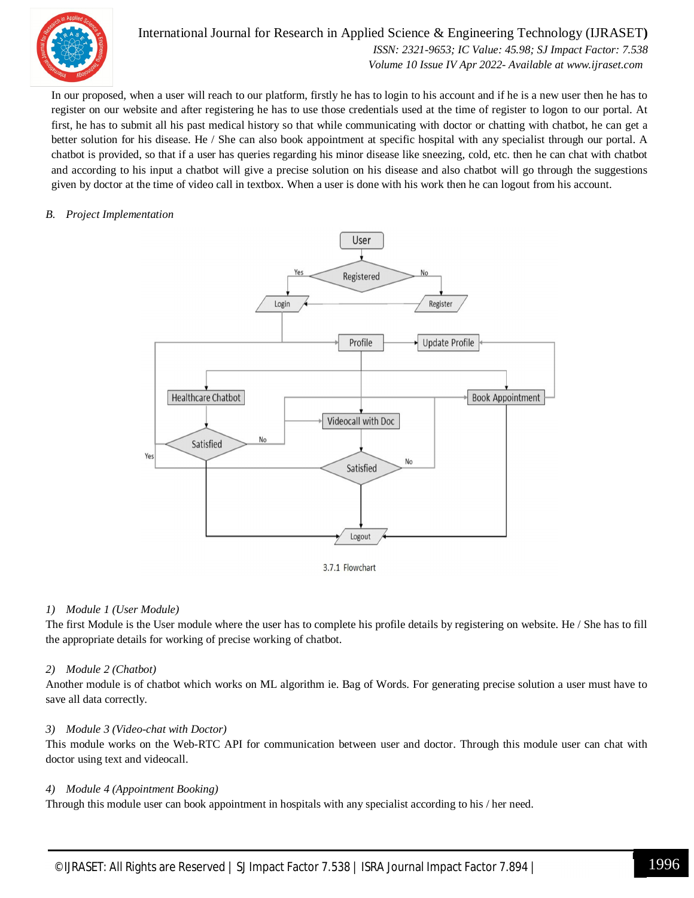In our proposed, when a user will reach to our platform, firstly he has to login to his account and if he is a new user then he has to register on our website and after registering he has to use those credentials used at the time of register to logon to our portal. At first, he has to submit all his past medical history so that while communicating with doctor or chatting with chatbot, he can get a better solution for his disease. He / She can also book appointment at specific hospital with any specialist through our portal. A chatbot is provided, so that if a user has queries regarding his minor disease like sneezing, cold, etc. then he can chat with chatbot and according to his input a chatbot will give a precise solution on his disease and also chatbot will go through the suggestions given by doctor at the time of video call in textbox. When a user is done with his work then he can logout from his account.

### *B. Project Implementation*

3.7.1 Flowchart

#### *1) Module 1 (User Module)*

The first Module is the User module where the user has to complete his profile details by registering on website. He / She has to fill the appropriate details for working of precise working of chatbot.

#### *2) Module 2 (Chatbot)*

Another module is of chatbot which works on ML algorithm ie. Bag of Words. For generating precise solution a user must have to save all data correctly.

#### *3) Module 3 (Video-chat with Doctor)*

This module works on the Web-RTC API for communication between user and doctor. Through this module user can chat with doctor using text and videocall.

#### *4) Module 4 (Appointment Booking)*

Through this module user can book appointment in hospitals with any specialist according to his / her need.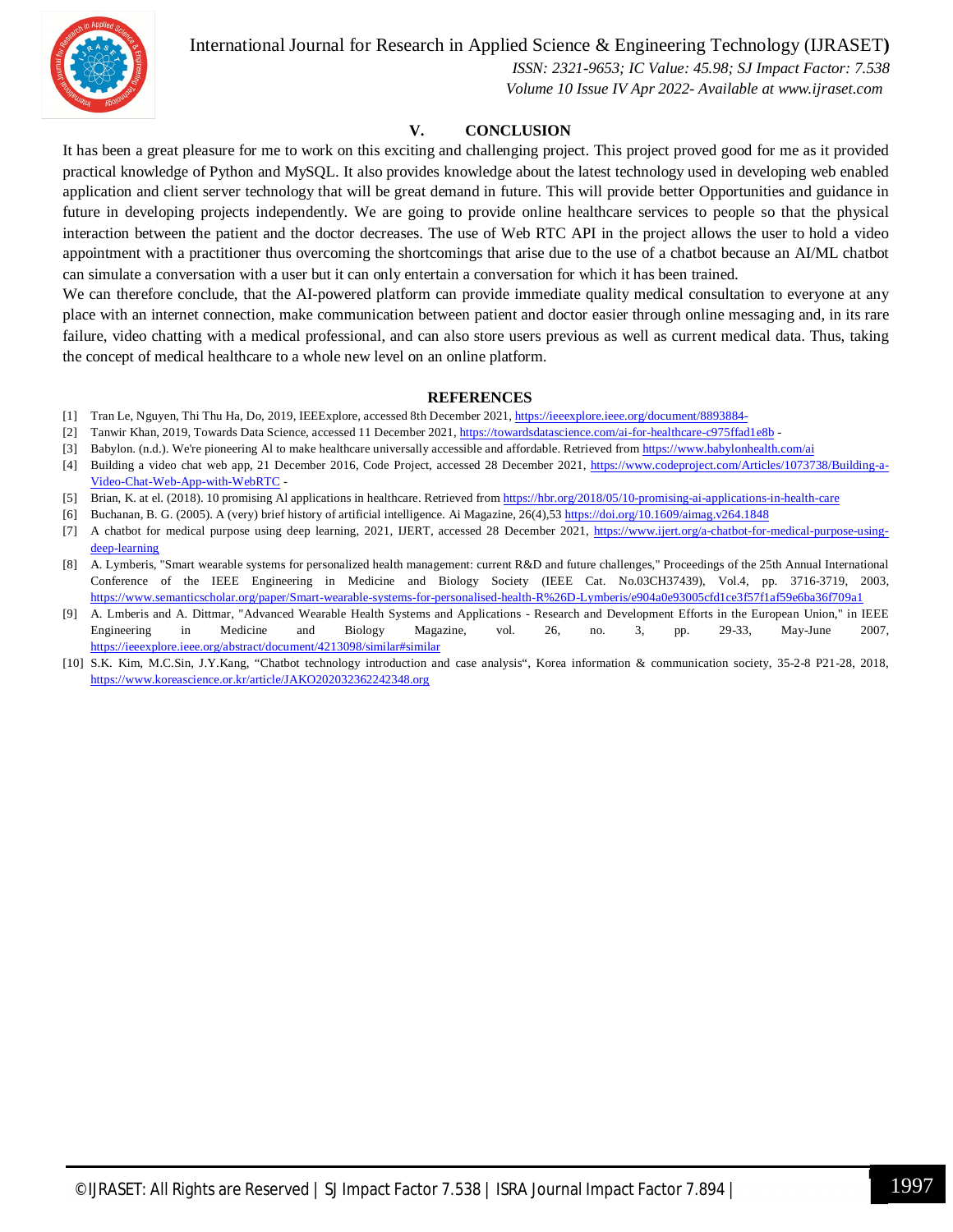## V. CONCLUSION

It has been a great pleasure for me to work on this exciting and challenging project. This project proved good for me as it provided practical knowledge of Python and MySQL. It also provides knowledge about the latest technology used in developing web enabled application and client server technology that will be great demand in future. This will provide better Opportunities and guidance in future in developing projects independently. We are going to provide online healthcare services to people so that the physical interaction between the patient and the doctor decreases. The use of Web RTC API in the project allows the user to hold a video appointment with a practitioner thus overcoming the shortcomings that arise due to the use of a chatbot because an AI/ML chatbot can simulate a conversation with a user but it can only entertain a conversation for which it has been trained.

We can therefore conclude, that the AI-powered platform can provide immediate quality medical consultation to everyone at any place with an internet connection, make communication between patient and doctor easier through online messaging and, in its rare failure, video chatting with a medical professional, and can also store users previous as well as current medical data. Thus, taking the concept of medical healthcare to a whole new level on an online platform.

## REFERENCES

[1] Tran Le, Nguyen, Thi Thu Ha, Do, 2019, IEEExplore, accessed 8th December 2021, https://ieeexplore.ieee.org/document/8893884-

[2] Tanwir Khan, 2019, Towards Data Science, accessed 11 December 2021, https://towardsdatascience.com/ai-for-healthcare-c975ffad1e8b -

[3] Babylon. (n.d.). We're pioneering Al to make healthcare universally accessible and affordable. Retrieved from https://www.babylonhealth.com/ai

[4] Building a video chat web app, 21 December 2016, Code Project, accessed 28 December 2021, https://www.codeproject.com/Articles/1073738/Building-a-Video-Chat-Web-App-with-WebRTC -

[5] Brian, K. at el. (2018). 10 promising Al applications in healthcare. Retrieved from https://hbr.org/2018/05/10-promising-ai-applications-in-health-care

[6] Buchanan, B. G. (2005). A (very) brief history of artificial intelligence. Ai Magazine, 26(4),53 https://doi.org/10.1609/aimag.v264.1848

[7] A chatbot for medical purpose using deep learning, 2021, IJERT, accessed 28 December 2021, https://www.ijert.org/a-chatbot-for-medical-purpose-using-deep-learning

[8] A. Lymberis, "Smart wearable systems for personalized health management: current R&D and future challenges," Proceedings of the 25th Annual International Conference of the IEEE Engineering in Medicine and Biology Society (IEEE Cat. No.03CH37439), Vol.4, pp. 3716-3719, 2003, https://www.semanticscholar.org/paper/Smart-wearable-systems-for-personalised-health-R%26D-Lymberis/e904a0e93005cfd1ce3f57f1af59e6ba36f709a1

[9] A. Lmberis and A. Dittmar, "Advanced Wearable Health Systems and Applications - Research and Development Efforts in the European Union," in IEEE Engineering in Medicine and Biology Magazine, vol. 26, no. 3, pp. 29-33, May-June 2007, https://ieeexplore.ieee.org/abstract/document/4213098/similar#similar

[10] S.K. Kim, M.C.Sin, J.Y.Kang, "Chatbot technology introduction and case analysis", Korea information & communication society, 35-2-8 P21-28, 2018, https://www.koreascience.or.kr/article/JAKO202032362242348.org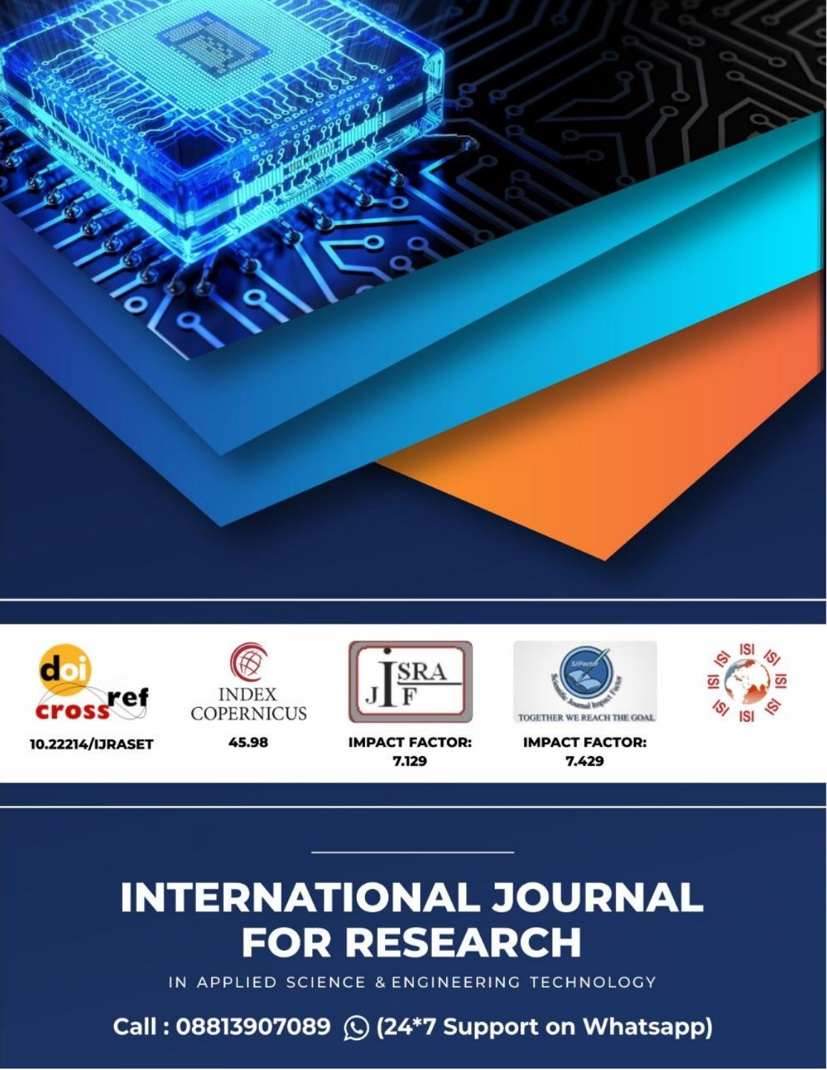10.22214/IJRASET

INDEX COPERNICUS

45.98

IMPACT FACTOR: 7.129

IMPACT FACTOR: 7.429

# INTERNATIONAL JOURNAL FOR RESEARCH

IN APPLIED SCIENCE & ENGINEERING TECHNOLOGY

Call : 08813907089 (24*7 Support on Whatsapp)